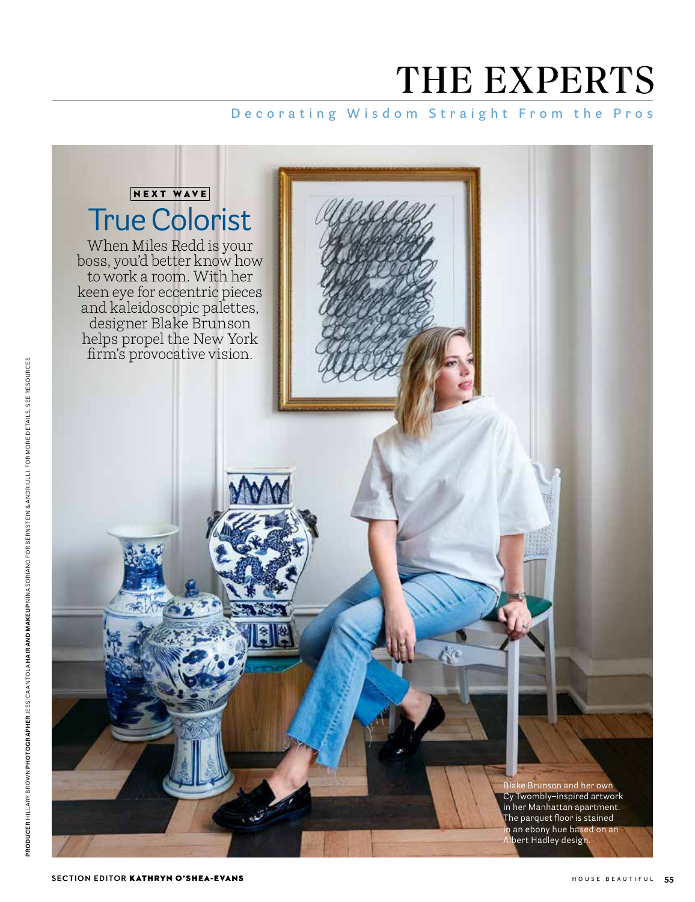# THE EXPERTS

Decorating Wisdom Straight From the Pros

NEXT WAVE

## True Colorist

When Miles Redd is your boss, you'd better know how to work a room. With her keen eye for eccentric pieces and kaleidoscopic palettes, designer Blake Brunson helps propel the New York firm's provocative vision.

Blake Brunson and her own Cy Twombly–inspired artwork in her Manhattan apartment. The parquet floor is stained in an ebony hue based on an Albert Hadley design.

**PRODUCER** HILLARY BROWN **PHOTOGRAPHER** JESSICA ANTOLA **HAIR AND MAKEUP** NINA SORIANO FOR BERNSTEIN & ANDRIULLI. FOR MORE DETAILS, SEE RESOURCES

**SECTION EDITOR KATHRYN O'SHEA-EVANS**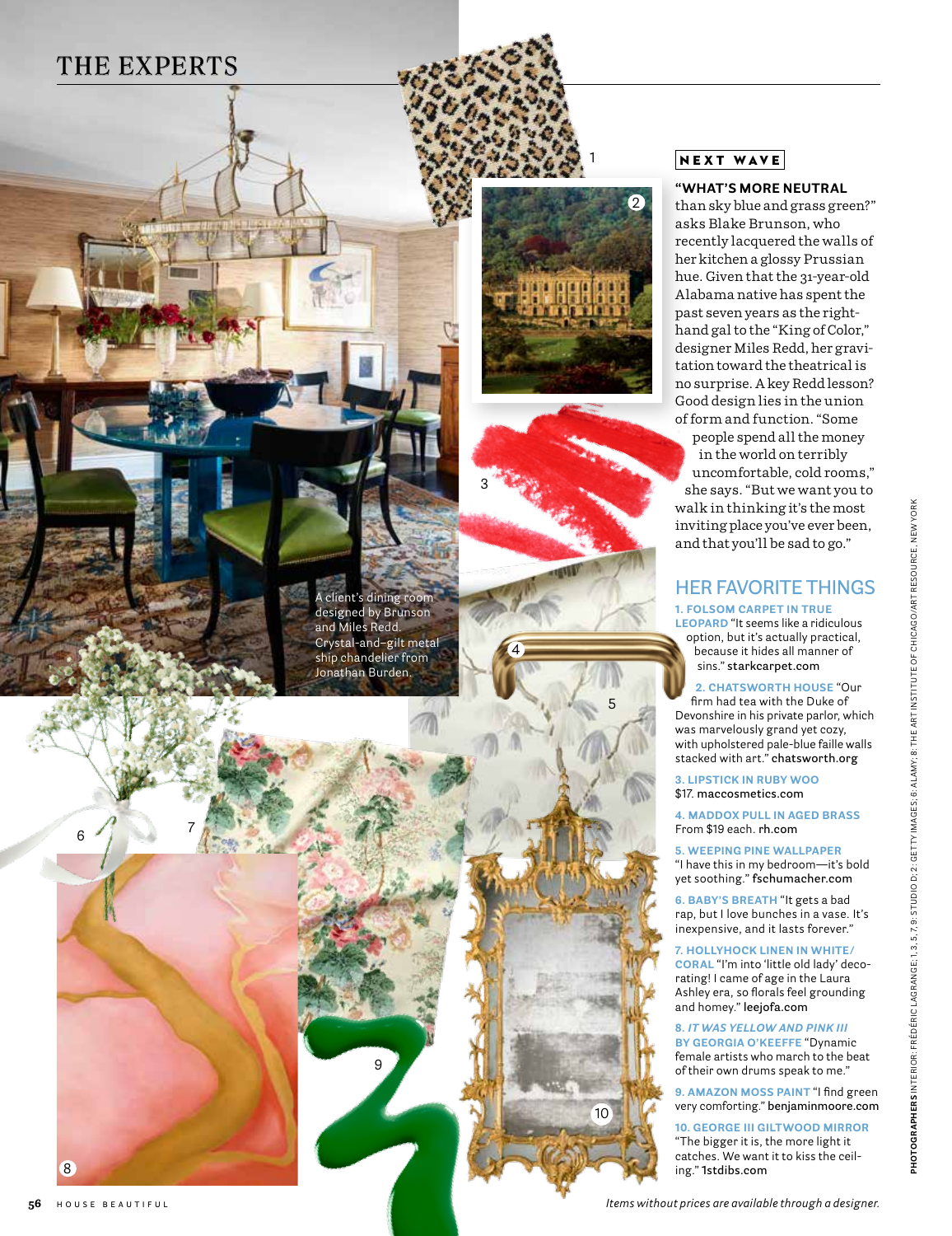# THE EXPERTS

A client's dining room designed by Brunson and Miles Redd. Crystal-and–gilt metal ship chandelier from Jonathan Burden.

## NEXT WAVE

**"WHAT'S MORE NEUTRAL** than sky blue and grass green?" asks Blake Brunson, who recently lacquered the walls of her kitchen a glossy Prussian hue. Given that the 31-year-old Alabama native has spent the past seven years as the right-hand gal to the "King of Color," designer Miles Redd, her gravitation toward the theatrical is no surprise. A key Redd lesson? Good design lies in the union of form and function. "Some people spend all the money in the world on terribly uncomfortable, cold rooms," she says. "But we want you to walk in thinking it's the most inviting place you've ever been, and that you'll be sad to go."

## HER FAVORITE THINGS

**1. FOLSOM CARPET IN TRUE LEOPARD** "It seems like a ridiculous option, but it's actually practical, because it hides all manner of sins." starkcarpet.com

**2. CHATSWORTH HOUSE** "Our firm had tea with the Duke of Devonshire in his private parlor, which was marvelously grand yet cozy, with upholstered pale-blue faille walls stacked with art." chatsworth.org

**3. LIPSTICK IN RUBY WOO** $17. maccosmetics.com

**4. MADDOX PULL IN AGED BRASS** From $19 each. rh.com

**5. WEEPING PINE WALLPAPER** "I have this in my bedroom—it's bold yet soothing." fschumacher.com

**6. BABY'S BREATH** "It gets a bad rap, but I love bunches in a vase. It's inexpensive, and it lasts forever."

**7. HOLLYHOCK LINEN IN WHITE/CORAL** "I'm into 'little old lady' decorating! I came of age in the Laura Ashley era, so florals feel grounding and homey." leejofa.com

**8. *IT WAS YELLOW AND PINK III* BY GEORGIA O'KEEFFE** "Dynamic female artists who march to the beat of their own drums speak to me."

**9. AMAZON MOSS PAINT** "I find green very comforting." benjaminmoore.com

**10. GEORGE III GILTWOOD MIRROR** "The bigger it is, the more light it catches. We want it to kiss the ceiling." 1stdibs.com

*Items without prices are available through a designer.*

**PHOTOGRAPHERS** INTERIOR: FRÉDÉRIC LAGRANGE; 1, 3, 5, 7, 9: STUDIO D; 2: GETTY IMAGES; 6: ALAMY; 8: THE ART INSTITUTE OF CHICAGO/ART RESOURCE, NEW YORK